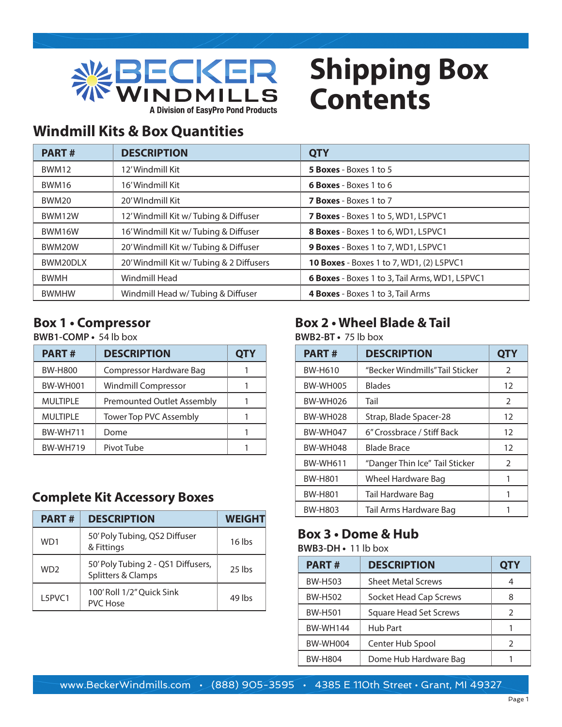# Shipping Box Contents

BECKER WINDMILLS
A Division of EasyPro Pond Products

## Windmill Kits & Box Quantities

| PART # | DESCRIPTION | QTY |
|---|---|---|
| BWM12 | 12' Windmill Kit | **5 Boxes** - Boxes 1 to 5 |
| BWM16 | 16' Windmill Kit | **6 Boxes** - Boxes 1 to 6 |
| BWM20 | 20' WIndmill Kit | **7 Boxes** - Boxes 1 to 7 |
| BWM12W | 12' Windmill Kit w/ Tubing & Diffuser | **7 Boxes** - Boxes 1 to 5, WD1, L5PVC1 |
| BWM16W | 16' Windmill Kit w/ Tubing & Diffuser | **8 Boxes** - Boxes 1 to 6, WD1, L5PVC1 |
| BWM20W | 20' Windmill Kit w/ Tubing & Diffuser | **9 Boxes** - Boxes 1 to 7, WD1, L5PVC1 |
| BWM20DLX | 20' Windmill Kit w/ Tubing & 2 Diffusers | **10 Boxes** - Boxes 1 to 7, WD1, (2) L5PVC1 |
| BWMH | Windmill Head | **6 Boxes** - Boxes 1 to 3, Tail Arms, WD1, L5PVC1 |
| BWMHW | Windmill Head w/ Tubing & Diffuser | **4 Boxes** - Boxes 1 to 3, Tail Arms |

## Box 1 • Compressor

**BWB1-COMP** • 54 lb box

| PART # | DESCRIPTION | QTY |
|---|---|---|
| BW-H800 | Compressor Hardware Bag | 1 |
| BW-WH001 | Windmill Compressor | 1 |
| MULTIPLE | Premounted Outlet Assembly | 1 |
| MULTIPLE | Tower Top PVC Assembly | 1 |
| BW-WH711 | Dome | 1 |
| BW-WH719 | Pivot Tube | 1 |

## Complete Kit Accessory Boxes

| PART # | DESCRIPTION | WEIGHT |
|---|---|---|
| WD1 | 50' Poly Tubing, QS2 Diffuser & Fittings | 16 lbs |
| WD2 | 50' Poly Tubing 2 - QS1 Diffusers, Splitters & Clamps | 25 lbs |
| L5PVC1 | 100' Roll 1/2" Quick Sink PVC Hose | 49 lbs |

## Box 2 • Wheel Blade & Tail

**BWB2-BT** • 75 lb box

| PART # | DESCRIPTION | QTY |
|---|---|---|
| BW-H610 | "Becker Windmills" Tail Sticker | 2 |
| BW-WH005 | Blades | 12 |
| BW-WH026 | Tail | 2 |
| BW-WH028 | Strap, Blade Spacer-28 | 12 |
| BW-WH047 | 6" Crossbrace / Stiff Back | 12 |
| BW-WH048 | Blade Brace | 12 |
| BW-WH611 | "Danger Thin Ice" Tail Sticker | 2 |
| BW-H801 | Wheel Hardware Bag | 1 |
| BW-H801 | Tail Hardware Bag | 1 |
| BW-H803 | Tail Arms Hardware Bag | 1 |

## Box 3 • Dome & Hub

**BWB3-DH** • 11 lb box

| PART # | DESCRIPTION | QTY |
|---|---|---|
| BW-H503 | Sheet Metal Screws | 4 |
| BW-H502 | Socket Head Cap Screws | 8 |
| BW-H501 | Square Head Set Screws | 2 |
| BW-WH144 | Hub Part | 1 |
| BW-WH004 | Center Hub Spool | 2 |
| BW-H804 | Dome Hub Hardware Bag | 1 |

www.BeckerWindmills.com • (888) 905-3595 • 4385 E 110th Street • Grant, MI 49327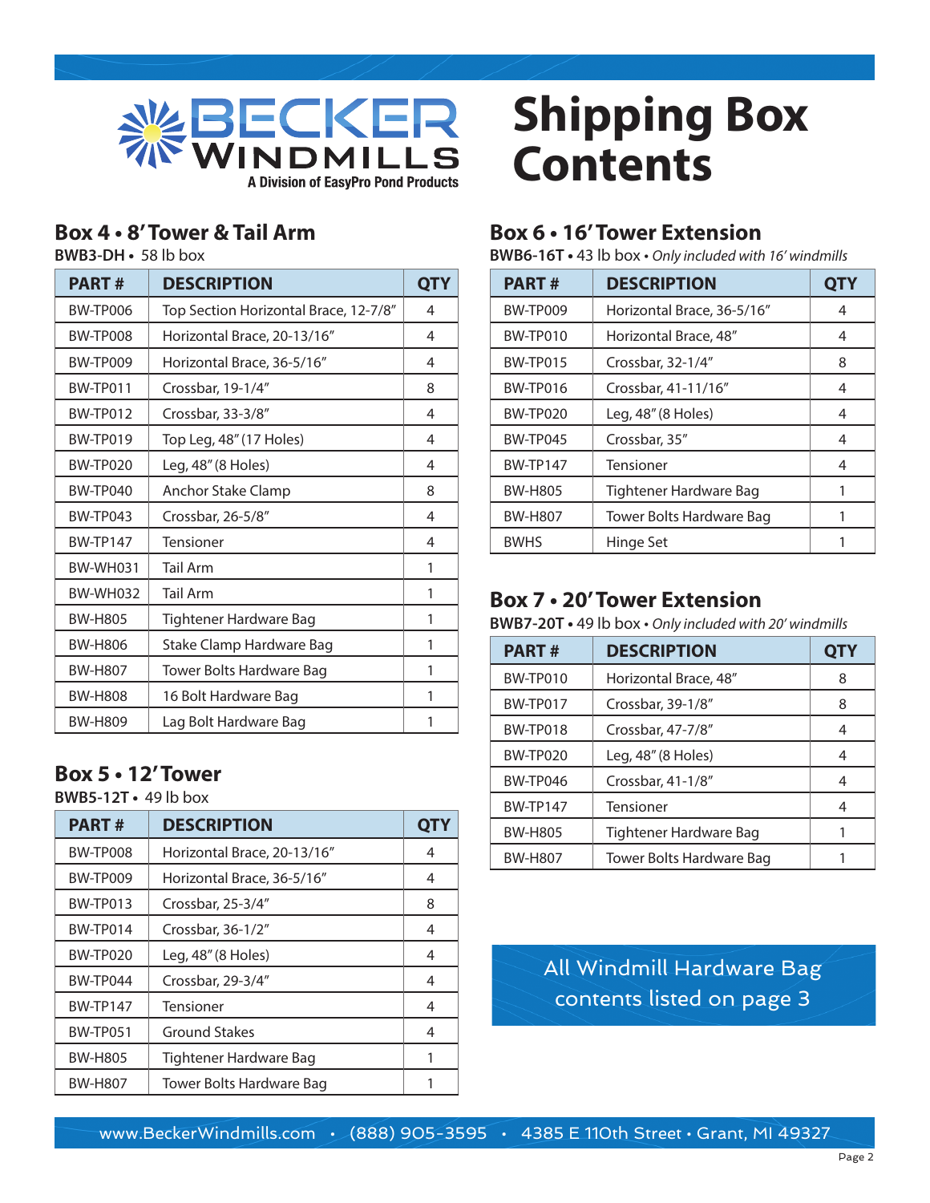BECKER WINDMILLS
A Division of EasyPro Pond Products

# Shipping Box Contents

## Box 4 • 8' Tower & Tail Arm

**BWB3-DH** • 58 lb box

| PART # | DESCRIPTION | QTY |
|---|---|---|
| BW-TP006 | Top Section Horizontal Brace, 12-7/8" | 4 |
| BW-TP008 | Horizontal Brace, 20-13/16" | 4 |
| BW-TP009 | Horizontal Brace, 36-5/16" | 4 |
| BW-TP011 | Crossbar, 19-1/4" | 8 |
| BW-TP012 | Crossbar, 33-3/8" | 4 |
| BW-TP019 | Top Leg, 48" (17 Holes) | 4 |
| BW-TP020 | Leg, 48" (8 Holes) | 4 |
| BW-TP040 | Anchor Stake Clamp | 8 |
| BW-TP043 | Crossbar, 26-5/8" | 4 |
| BW-TP147 | Tensioner | 4 |
| BW-WH031 | Tail Arm | 1 |
| BW-WH032 | Tail Arm | 1 |
| BW-H805 | Tightener Hardware Bag | 1 |
| BW-H806 | Stake Clamp Hardware Bag | 1 |
| BW-H807 | Tower Bolts Hardware Bag | 1 |
| BW-H808 | 16 Bolt Hardware Bag | 1 |
| BW-H809 | Lag Bolt Hardware Bag | 1 |

## Box 5 • 12' Tower

**BWB5-12T** • 49 lb box

| PART # | DESCRIPTION | QTY |
|---|---|---|
| BW-TP008 | Horizontal Brace, 20-13/16" | 4 |
| BW-TP009 | Horizontal Brace, 36-5/16" | 4 |
| BW-TP013 | Crossbar, 25-3/4" | 8 |
| BW-TP014 | Crossbar, 36-1/2" | 4 |
| BW-TP020 | Leg, 48" (8 Holes) | 4 |
| BW-TP044 | Crossbar, 29-3/4" | 4 |
| BW-TP147 | Tensioner | 4 |
| BW-TP051 | Ground Stakes | 4 |
| BW-H805 | Tightener Hardware Bag | 1 |
| BW-H807 | Tower Bolts Hardware Bag | 1 |

## Box 6 • 16' Tower Extension

**BWB6-16T** • 43 lb box • *Only included with 16' windmills*

| PART # | DESCRIPTION | QTY |
|---|---|---|
| BW-TP009 | Horizontal Brace, 36-5/16" | 4 |
| BW-TP010 | Horizontal Brace, 48" | 4 |
| BW-TP015 | Crossbar, 32-1/4" | 8 |
| BW-TP016 | Crossbar, 41-11/16" | 4 |
| BW-TP020 | Leg, 48" (8 Holes) | 4 |
| BW-TP045 | Crossbar, 35" | 4 |
| BW-TP147 | Tensioner | 4 |
| BW-H805 | Tightener Hardware Bag | 1 |
| BW-H807 | Tower Bolts Hardware Bag | 1 |
| BWHS | Hinge Set | 1 |

## Box 7 • 20' Tower Extension

**BWB7-20T** • 49 lb box • *Only included with 20' windmills*

| PART # | DESCRIPTION | QTY |
|---|---|---|
| BW-TP010 | Horizontal Brace, 48" | 8 |
| BW-TP017 | Crossbar, 39-1/8" | 8 |
| BW-TP018 | Crossbar, 47-7/8" | 4 |
| BW-TP020 | Leg, 48" (8 Holes) | 4 |
| BW-TP046 | Crossbar, 41-1/8" | 4 |
| BW-TP147 | Tensioner | 4 |
| BW-H805 | Tightener Hardware Bag | 1 |
| BW-H807 | Tower Bolts Hardware Bag | 1 |

All Windmill Hardware Bag contents listed on page 3

www.BeckerWindmills.com • (888) 905-3595 • 4385 E 110th Street • Grant, MI 49327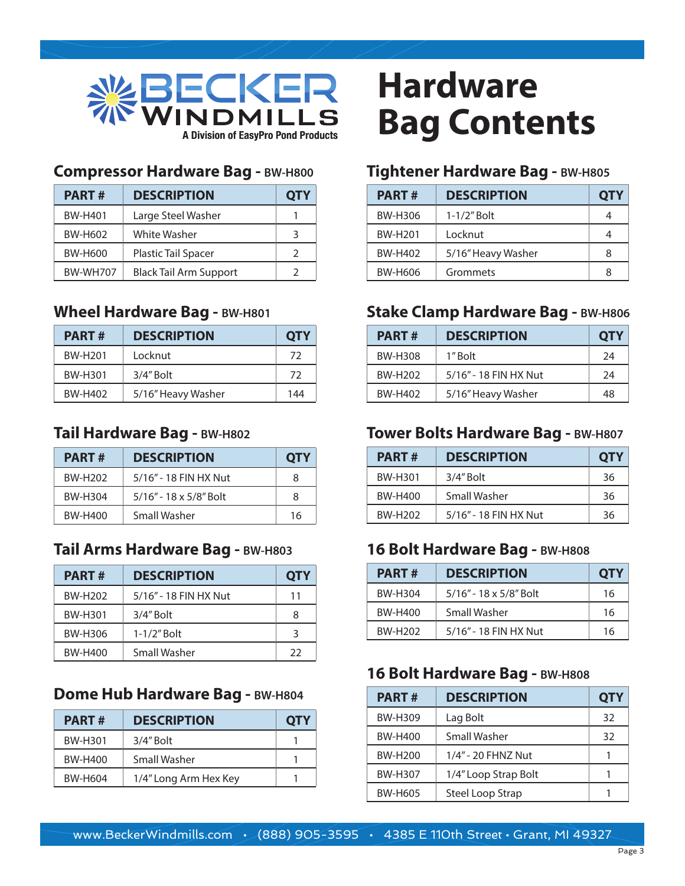BECKER WINDMILLS

A Division of EasyPro Pond Products

# Hardware Bag Contents

## Compressor Hardware Bag - BW-H800

| PART # | DESCRIPTION | QTY |
|---|---|---|
| BW-H401 | Large Steel Washer | 1 |
| BW-H602 | White Washer | 3 |
| BW-H600 | Plastic Tail Spacer | 2 |
| BW-WH707 | Black Tail Arm Support | 2 |

## Wheel Hardware Bag - BW-H801

| PART # | DESCRIPTION | QTY |
|---|---|---|
| BW-H201 | Locknut | 72 |
| BW-H301 | 3/4" Bolt | 72 |
| BW-H402 | 5/16" Heavy Washer | 144 |

## Tail Hardware Bag - BW-H802

| PART # | DESCRIPTION | QTY |
|---|---|---|
| BW-H202 | 5/16" - 18 FIN HX Nut | 8 |
| BW-H304 | 5/16" - 18 x 5/8" Bolt | 8 |
| BW-H400 | Small Washer | 16 |

## Tail Arms Hardware Bag - BW-H803

| PART # | DESCRIPTION | QTY |
|---|---|---|
| BW-H202 | 5/16" - 18 FIN HX Nut | 11 |
| BW-H301 | 3/4" Bolt | 8 |
| BW-H306 | 1-1/2" Bolt | 3 |
| BW-H400 | Small Washer | 22 |

## Dome Hub Hardware Bag - BW-H804

| PART # | DESCRIPTION | QTY |
|---|---|---|
| BW-H301 | 3/4" Bolt | 1 |
| BW-H400 | Small Washer | 1 |
| BW-H604 | 1/4" Long Arm Hex Key | 1 |

## Tightener Hardware Bag - BW-H805

| PART # | DESCRIPTION | QTY |
|---|---|---|
| BW-H306 | 1-1/2" Bolt | 4 |
| BW-H201 | Locknut | 4 |
| BW-H402 | 5/16" Heavy Washer | 8 |
| BW-H606 | Grommets | 8 |

## Stake Clamp Hardware Bag - BW-H806

| PART # | DESCRIPTION | QTY |
|---|---|---|
| BW-H308 | 1" Bolt | 24 |
| BW-H202 | 5/16" - 18 FIN HX Nut | 24 |
| BW-H402 | 5/16" Heavy Washer | 48 |

## Tower Bolts Hardware Bag - BW-H807

| PART # | DESCRIPTION | QTY |
|---|---|---|
| BW-H301 | 3/4" Bolt | 36 |
| BW-H400 | Small Washer | 36 |
| BW-H202 | 5/16" - 18 FIN HX Nut | 36 |

## 16 Bolt Hardware Bag - BW-H808

| PART # | DESCRIPTION | QTY |
|---|---|---|
| BW-H304 | 5/16" - 18 x 5/8" Bolt | 16 |
| BW-H400 | Small Washer | 16 |
| BW-H202 | 5/16" - 18 FIN HX Nut | 16 |

## 16 Bolt Hardware Bag - BW-H808

| PART # | DESCRIPTION | QTY |
|---|---|---|
| BW-H309 | Lag Bolt | 32 |
| BW-H400 | Small Washer | 32 |
| BW-H200 | 1/4" - 20 FHNZ Nut | 1 |
| BW-H307 | 1/4" Loop Strap Bolt | 1 |
| BW-H605 | Steel Loop Strap | 1 |

www.BeckerWindmills.com • (888) 905-3595 • 4385 E 110th Street • Grant, MI 49327